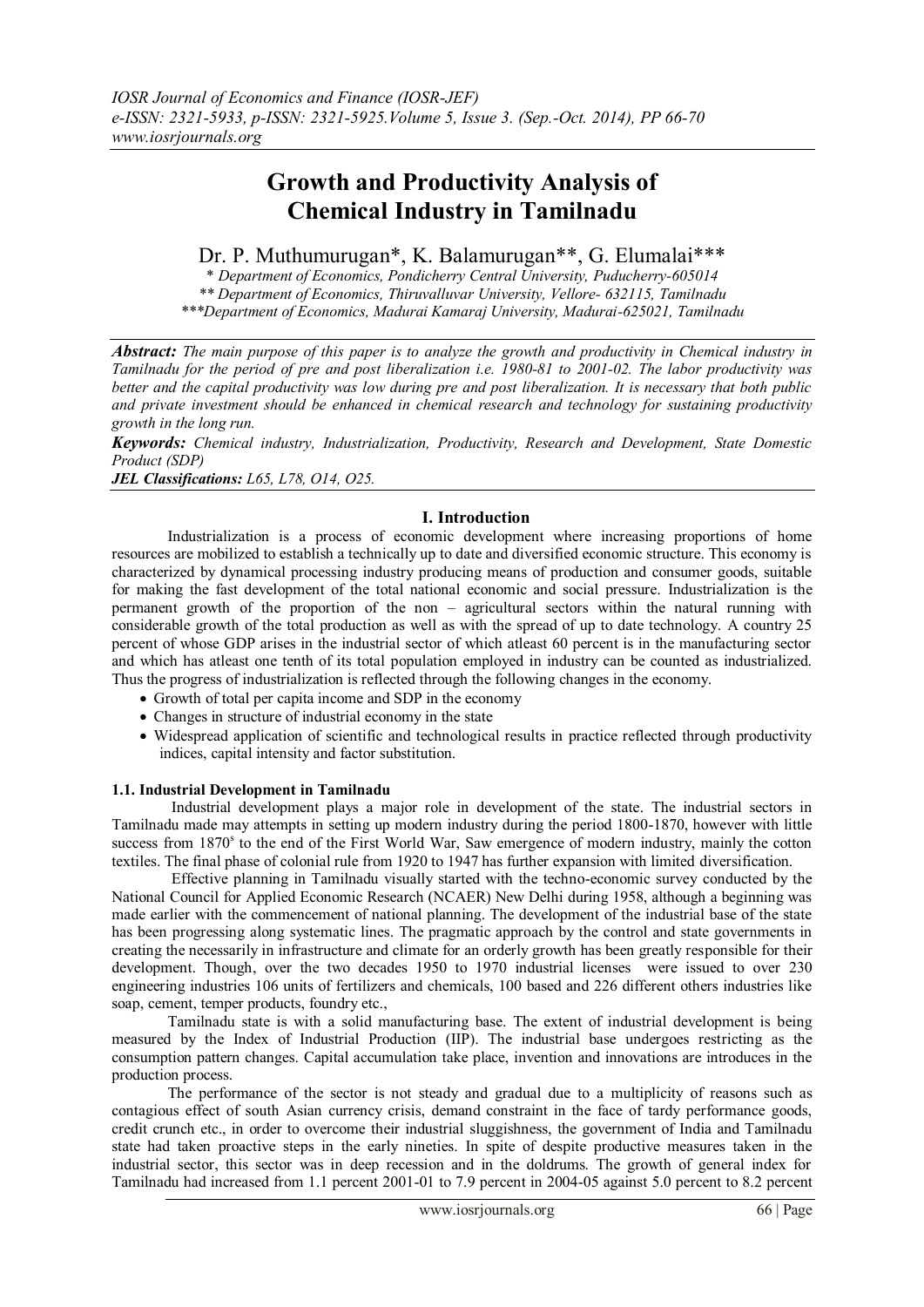# Growth and Productivity Analysis of Chemical Industry in Tamilnadu

Dr. P. Muthumurugan*, K. Balamurugan**, G. Elumalai***

*\* Department of Economics, Pondicherry Central University, Puducherry-605014*
*\*\* Department of Economics, Thiruvalluvar University, Vellore- 632115, Tamilnadu*
*\*\*\*Department of Economics, Madurai Kamaraj University, Madurai-625021, Tamilnadu*

***Abstract:*** *The main purpose of this paper is to analyze the growth and productivity in Chemical industry in Tamilnadu for the period of pre and post liberalization i.e. 1980-81 to 2001-02. The labor productivity was better and the capital productivity was low during pre and post liberalization. It is necessary that both public and private investment should be enhanced in chemical research and technology for sustaining productivity growth in the long run.*

***Keywords:*** *Chemical industry, Industrialization, Productivity, Research and Development, State Domestic Product (SDP)*

***JEL Classifications:*** *L65, L78, O14, O25.*

## I. Introduction

Industrialization is a process of economic development where increasing proportions of home resources are mobilized to establish a technically up to date and diversified economic structure. This economy is characterized by dynamical processing industry producing means of production and consumer goods, suitable for making the fast development of the total national economic and social pressure. Industrialization is the permanent growth of the proportion of the non – agricultural sectors within the natural running with considerable growth of the total production as well as with the spread of up to date technology. A country 25 percent of whose GDP arises in the industrial sector of which atleast 60 percent is in the manufacturing sector and which has atleast one tenth of its total population employed in industry can be counted as industrialized. Thus the progress of industrialization is reflected through the following changes in the economy.

- Growth of total per capita income and SDP in the economy
- Changes in structure of industrial economy in the state
- Widespread application of scientific and technological results in practice reflected through productivity indices, capital intensity and factor substitution.

### 1.1. Industrial Development in Tamilnadu

Industrial development plays a major role in development of the state. The industrial sectors in Tamilnadu made may attempts in setting up modern industry during the period 1800-1870, however with little success from 1870[s] to the end of the First World War, Saw emergence of modern industry, mainly the cotton textiles. The final phase of colonial rule from 1920 to 1947 has further expansion with limited diversification.

Effective planning in Tamilnadu visually started with the techno-economic survey conducted by the National Council for Applied Economic Research (NCAER) New Delhi during 1958, although a beginning was made earlier with the commencement of national planning. The development of the industrial base of the state has been progressing along systematic lines. The pragmatic approach by the control and state governments in creating the necessarily in infrastructure and climate for an orderly growth has been greatly responsible for their development. Though, over the two decades 1950 to 1970 industrial licenses were issued to over 230 engineering industries 106 units of fertilizers and chemicals, 100 based and 226 different others industries like soap, cement, temper products, foundry etc.,

Tamilnadu state is with a solid manufacturing base. The extent of industrial development is being measured by the Index of Industrial Production (IIP). The industrial base undergoes restricting as the consumption pattern changes. Capital accumulation take place, invention and innovations are introduces in the production process.

The performance of the sector is not steady and gradual due to a multiplicity of reasons such as contagious effect of south Asian currency crisis, demand constraint in the face of tardy performance goods, credit crunch etc., in order to overcome their industrial sluggishness, the government of India and Tamilnadu state had taken proactive steps in the early nineties. In spite of despite productive measures taken in the industrial sector, this sector was in deep recession and in the doldrums. The growth of general index for Tamilnadu had increased from 1.1 percent 2001-01 to 7.9 percent in 2004-05 against 5.0 percent to 8.2 percent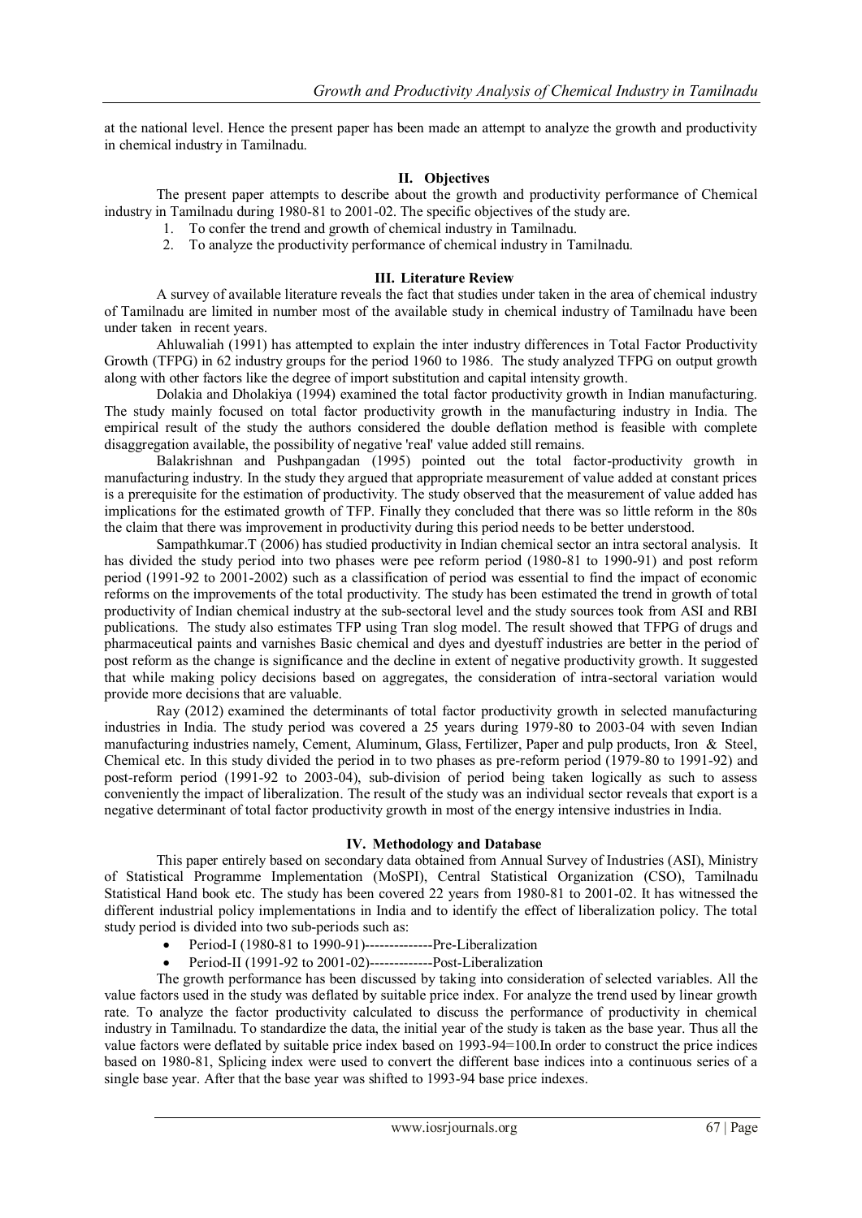at the national level. Hence the present paper has been made an attempt to analyze the growth and productivity in chemical industry in Tamilnadu.

## II. Objectives

The present paper attempts to describe about the growth and productivity performance of Chemical industry in Tamilnadu during 1980-81 to 2001-02. The specific objectives of the study are.

1. To confer the trend and growth of chemical industry in Tamilnadu.
2. To analyze the productivity performance of chemical industry in Tamilnadu.

## III. Literature Review

A survey of available literature reveals the fact that studies under taken in the area of chemical industry of Tamilnadu are limited in number most of the available study in chemical industry of Tamilnadu have been under taken in recent years.

Ahluwaliah (1991) has attempted to explain the inter industry differences in Total Factor Productivity Growth (TFPG) in 62 industry groups for the period 1960 to 1986. The study analyzed TFPG on output growth along with other factors like the degree of import substitution and capital intensity growth.

Dolakia and Dholakiya (1994) examined the total factor productivity growth in Indian manufacturing. The study mainly focused on total factor productivity growth in the manufacturing industry in India. The empirical result of the study the authors considered the double deflation method is feasible with complete disaggregation available, the possibility of negative 'real' value added still remains.

Balakrishnan and Pushpangadan (1995) pointed out the total factor-productivity growth in manufacturing industry. In the study they argued that appropriate measurement of value added at constant prices is a prerequisite for the estimation of productivity. The study observed that the measurement of value added has implications for the estimated growth of TFP. Finally they concluded that there was so little reform in the 80s the claim that there was improvement in productivity during this period needs to be better understood.

Sampathkumar.T (2006) has studied productivity in Indian chemical sector an intra sectoral analysis. It has divided the study period into two phases were pee reform period (1980-81 to 1990-91) and post reform period (1991-92 to 2001-2002) such as a classification of period was essential to find the impact of economic reforms on the improvements of the total productivity. The study has been estimated the trend in growth of total productivity of Indian chemical industry at the sub-sectoral level and the study sources took from ASI and RBI publications. The study also estimates TFP using Tran slog model. The result showed that TFPG of drugs and pharmaceutical paints and varnishes Basic chemical and dyes and dyestuff industries are better in the period of post reform as the change is significance and the decline in extent of negative productivity growth. It suggested that while making policy decisions based on aggregates, the consideration of intra-sectoral variation would provide more decisions that are valuable.

Ray (2012) examined the determinants of total factor productivity growth in selected manufacturing industries in India. The study period was covered a 25 years during 1979-80 to 2003-04 with seven Indian manufacturing industries namely, Cement, Aluminum, Glass, Fertilizer, Paper and pulp products, Iron & Steel, Chemical etc. In this study divided the period in to two phases as pre-reform period (1979-80 to 1991-92) and post-reform period (1991-92 to 2003-04), sub-division of period being taken logically as such to assess conveniently the impact of liberalization. The result of the study was an individual sector reveals that export is a negative determinant of total factor productivity growth in most of the energy intensive industries in India.

## IV. Methodology and Database

This paper entirely based on secondary data obtained from Annual Survey of Industries (ASI), Ministry of Statistical Programme Implementation (MoSPI), Central Statistical Organization (CSO), Tamilnadu Statistical Hand book etc. The study has been covered 22 years from 1980-81 to 2001-02. It has witnessed the different industrial policy implementations in India and to identify the effect of liberalization policy. The total study period is divided into two sub-periods such as:

- Period-I (1980-81 to 1990-91)--------------Pre-Liberalization
- Period-II (1991-92 to 2001-02)-------------Post-Liberalization

The growth performance has been discussed by taking into consideration of selected variables. All the value factors used in the study was deflated by suitable price index. For analyze the trend used by linear growth rate. To analyze the factor productivity calculated to discuss the performance of productivity in chemical industry in Tamilnadu. To standardize the data, the initial year of the study is taken as the base year. Thus all the value factors were deflated by suitable price index based on 1993-94=100.In order to construct the price indices based on 1980-81, Splicing index were used to convert the different base indices into a continuous series of a single base year. After that the base year was shifted to 1993-94 base price indexes.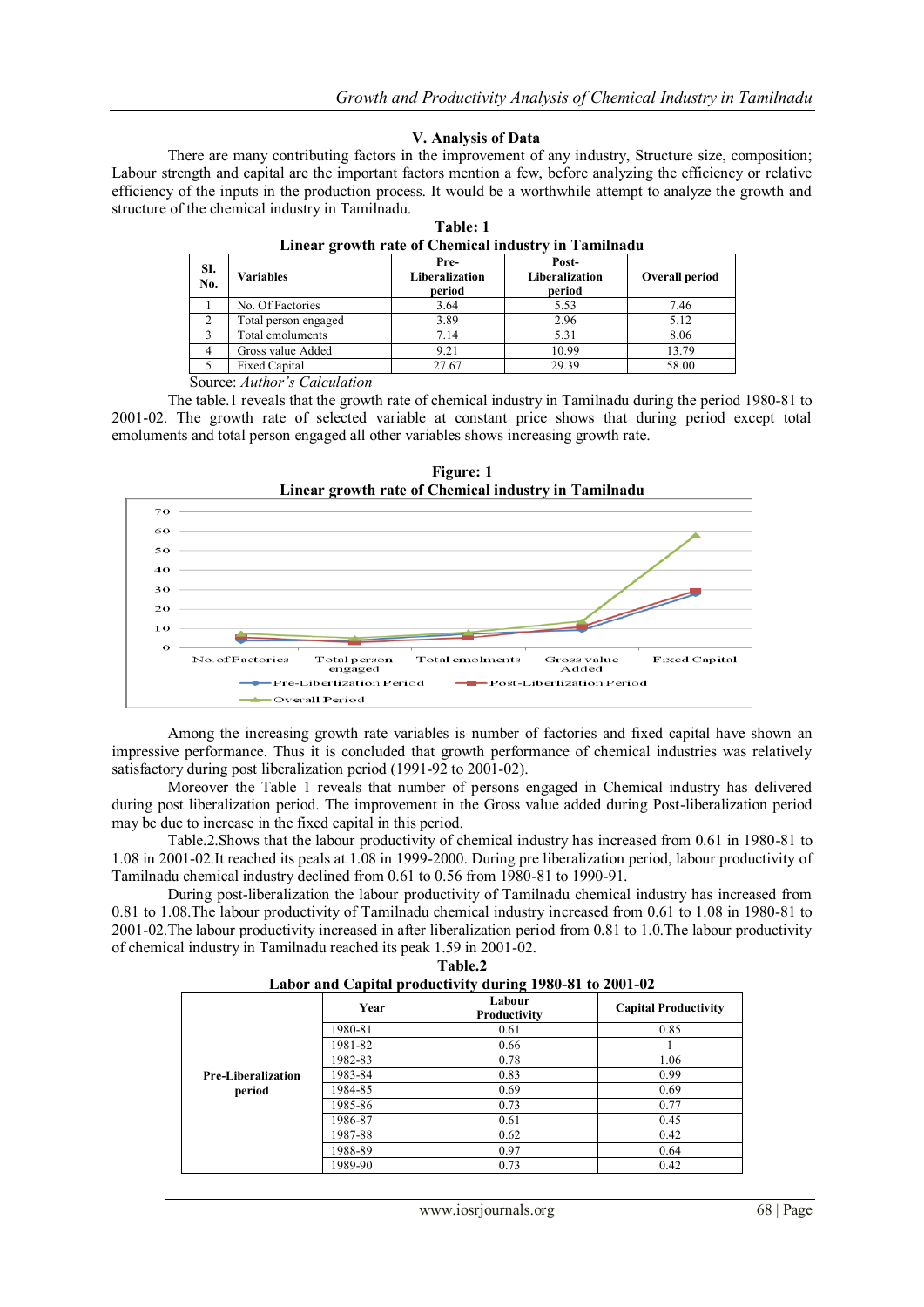## V. Analysis of Data

There are many contributing factors in the improvement of any industry, Structure size, composition; Labour strength and capital are the important factors mention a few, before analyzing the efficiency or relative efficiency of the inputs in the production process. It would be a worthwhile attempt to analyze the growth and structure of the chemical industry in Tamilnadu.

**Table: 1**
**Linear growth rate of Chemical industry in Tamilnadu**

| Sl. No. | Variables | Pre-Liberalization period | Post-Liberalization period | Overall period |
|---|---|---|---|---|
| 1 | No. Of Factories | 3.64 | 5.53 | 7.46 |
| 2 | Total person engaged | 3.89 | 2.96 | 5.12 |
| 3 | Total emoluments | 7.14 | 5.31 | 8.06 |
| 4 | Gross value Added | 9.21 | 10.99 | 13.79 |
| 5 | Fixed Capital | 27.67 | 29.39 | 58.00 |

Source: *Author's Calculation*

The table.1 reveals that the growth rate of chemical industry in Tamilnadu during the period 1980-81 to 2001-02. The growth rate of selected variable at constant price shows that during period except total emoluments and total person engaged all other variables shows increasing growth rate.

**Figure: 1**
**Linear growth rate of Chemical industry in Tamilnadu**

Among the increasing growth rate variables is number of factories and fixed capital have shown an impressive performance. Thus it is concluded that growth performance of chemical industries was relatively satisfactory during post liberalization period (1991-92 to 2001-02).

Moreover the Table 1 reveals that number of persons engaged in Chemical industry has delivered during post liberalization period. The improvement in the Gross value added during Post-liberalization period may be due to increase in the fixed capital in this period.

Table.2.Shows that the labour productivity of chemical industry has increased from 0.61 in 1980-81 to 1.08 in 2001-02.It reached its peals at 1.08 in 1999-2000. During pre liberalization period, labour productivity of Tamilnadu chemical industry declined from 0.61 to 0.56 from 1980-81 to 1990-91.

During post-liberalization the labour productivity of Tamilnadu chemical industry has increased from 0.81 to 1.08.The labour productivity of Tamilnadu chemical industry increased from 0.61 to 1.08 in 1980-81 to 2001-02.The labour productivity increased in after liberalization period from 0.81 to 1.0.The labour productivity of chemical industry in Tamilnadu reached its peak 1.59 in 2001-02.

**Table.2**
**Labor and Capital productivity during 1980-81 to 2001-02**

| | Year | Labour Productivity | Capital Productivity |
|---|---|---|---|
| Pre-Liberalization period | 1980-81 | 0.61 | 0.85 |
| | 1981-82 | 0.66 | 1 |
| | 1982-83 | 0.78 | 1.06 |
| | 1983-84 | 0.83 | 0.99 |
| | 1984-85 | 0.69 | 0.69 |
| | 1985-86 | 0.73 | 0.77 |
| | 1986-87 | 0.61 | 0.45 |
| | 1987-88 | 0.62 | 0.42 |
| | 1988-89 | 0.97 | 0.64 |
| | 1989-90 | 0.73 | 0.42 |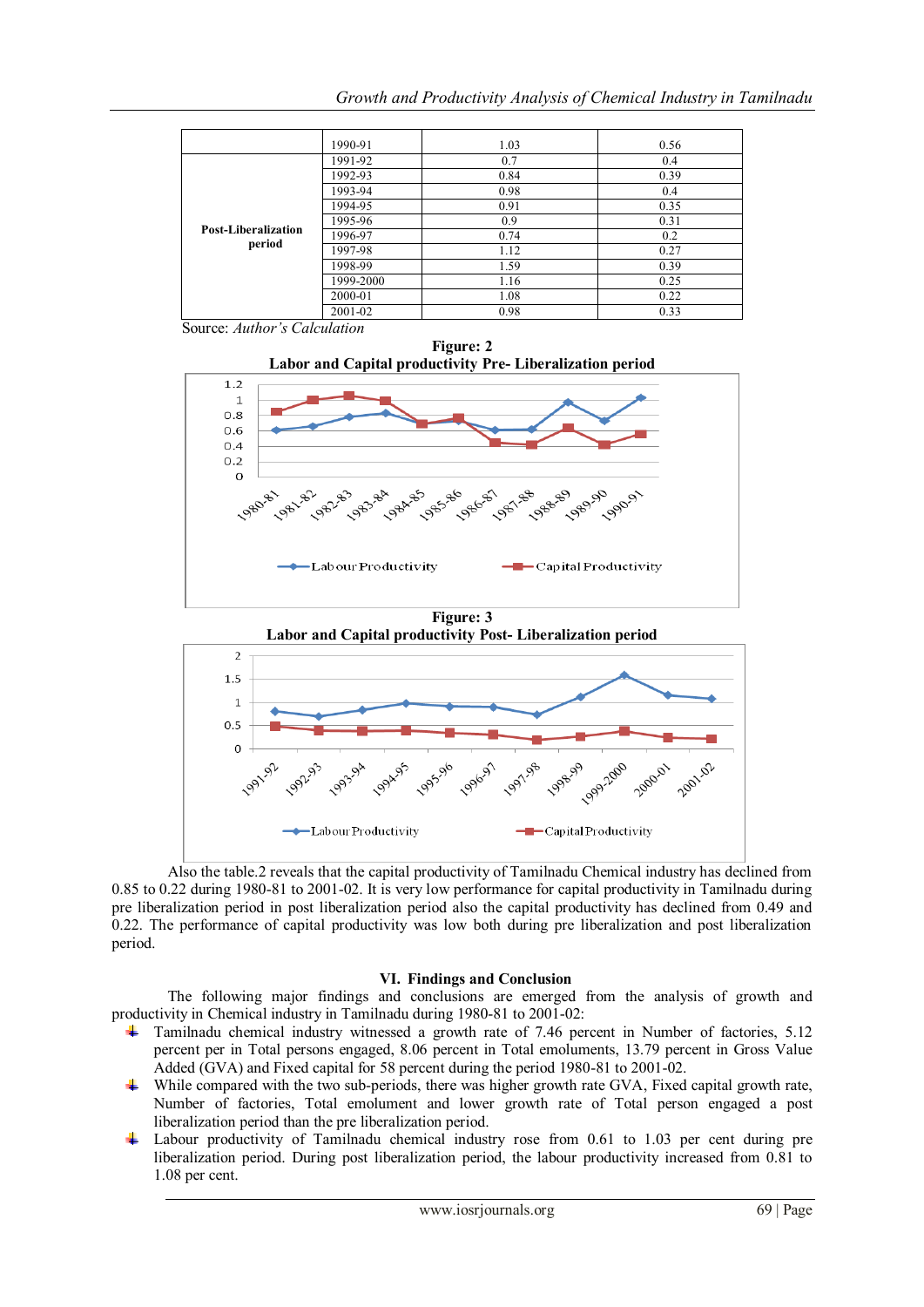|  | 1990-91 | 1.03 | 0.56 |
|---|---|---|---|
| **Post-Liberalization period** | 1991-92 | 0.7 | 0.4 |
|  | 1992-93 | 0.84 | 0.39 |
|  | 1993-94 | 0.98 | 0.4 |
|  | 1994-95 | 0.91 | 0.35 |
|  | 1995-96 | 0.9 | 0.31 |
|  | 1996-97 | 0.74 | 0.2 |
|  | 1997-98 | 1.12 | 0.27 |
|  | 1998-99 | 1.59 | 0.39 |
|  | 1999-2000 | 1.16 | 0.25 |
|  | 2000-01 | 1.08 | 0.22 |
|  | 2001-02 | 0.98 | 0.33 |

Source: *Author's Calculation*

**Figure: 2**
**Labor and Capital productivity Pre- Liberalization period**

**Figure: 3**
**Labor and Capital productivity Post- Liberalization period**

Also the table.2 reveals that the capital productivity of Tamilnadu Chemical industry has declined from 0.85 to 0.22 during 1980-81 to 2001-02. It is very low performance for capital productivity in Tamilnadu during pre liberalization period in post liberalization period also the capital productivity has declined from 0.49 and 0.22. The performance of capital productivity was low both during pre liberalization and post liberalization period.

## VI. Findings and Conclusion

The following major findings and conclusions are emerged from the analysis of growth and productivity in Chemical industry in Tamilnadu during 1980-81 to 2001-02:

- Tamilnadu chemical industry witnessed a growth rate of 7.46 percent in Number of factories, 5.12 percent per in Total persons engaged, 8.06 percent in Total emoluments, 13.79 percent in Gross Value Added (GVA) and Fixed capital for 58 percent during the period 1980-81 to 2001-02.
- While compared with the two sub-periods, there was higher growth rate GVA, Fixed capital growth rate, Number of factories, Total emolument and lower growth rate of Total person engaged a post liberalization period than the pre liberalization period.
- Labour productivity of Tamilnadu chemical industry rose from 0.61 to 1.03 per cent during pre liberalization period. During post liberalization period, the labour productivity increased from 0.81 to 1.08 per cent.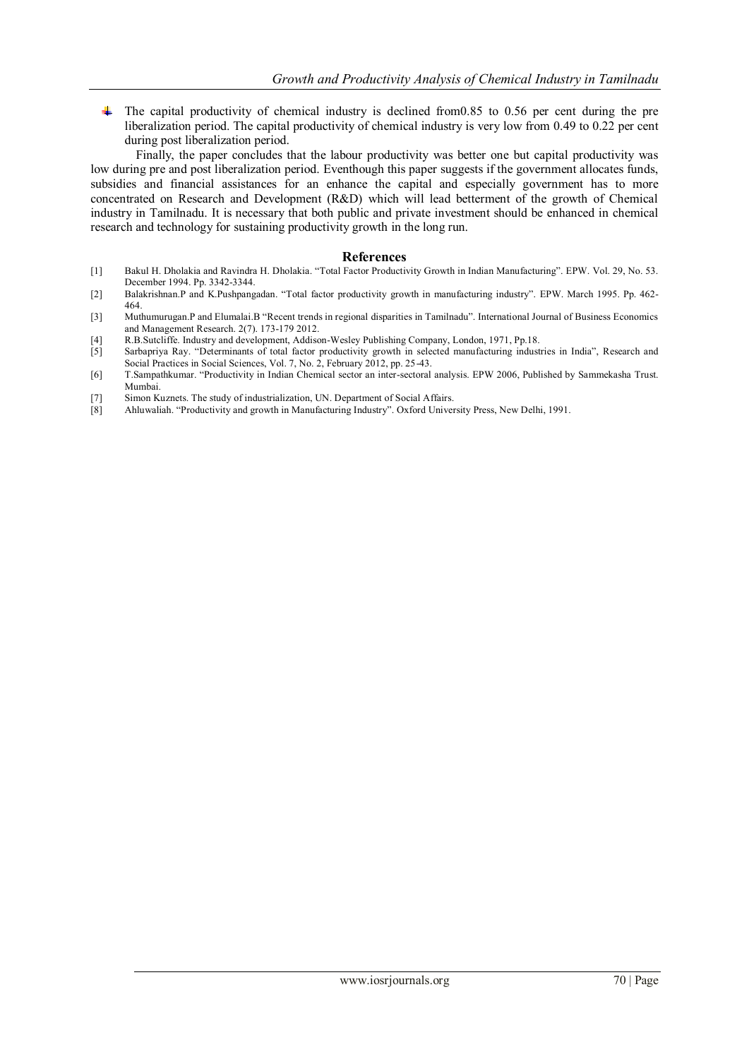- The capital productivity of chemical industry is declined from0.85 to 0.56 per cent during the pre liberalization period. The capital productivity of chemical industry is very low from 0.49 to 0.22 per cent during post liberalization period.

Finally, the paper concludes that the labour productivity was better one but capital productivity was low during pre and post liberalization period. Eventhough this paper suggests if the government allocates funds, subsidies and financial assistances for an enhance the capital and especially government has to more concentrated on Research and Development (R&D) which will lead betterment of the growth of Chemical industry in Tamilnadu. It is necessary that both public and private investment should be enhanced in chemical research and technology for sustaining productivity growth in the long run.

## References

[1] Bakul H. Dholakia and Ravindra H. Dholakia. "Total Factor Productivity Growth in Indian Manufacturing". EPW. Vol. 29, No. 53. December 1994. Pp. 3342-3344.

[2] Balakrishnan.P and K.Pushpangadan. "Total factor productivity growth in manufacturing industry". EPW. March 1995. Pp. 462-464.

[3] Muthumurugan.P and Elumalai.B "Recent trends in regional disparities in Tamilnadu". International Journal of Business Economics and Management Research. 2(7). 173-179 2012.

[4] R.B.Sutcliffe. Industry and development, Addison-Wesley Publishing Company, London, 1971, Pp.18.

[5] Sarbapriya Ray. "Determinants of total factor productivity growth in selected manufacturing industries in India", Research and Social Practices in Social Sciences, Vol. 7, No. 2, February 2012, pp. 25-43.

[6] T.Sampathkumar. "Productivity in Indian Chemical sector an inter-sectoral analysis. EPW 2006, Published by Sammekasha Trust. Mumbai.

[7] Simon Kuznets. The study of industrialization, UN. Department of Social Affairs.

[8] Ahluwaliah. "Productivity and growth in Manufacturing Industry". Oxford University Press, New Delhi, 1991.